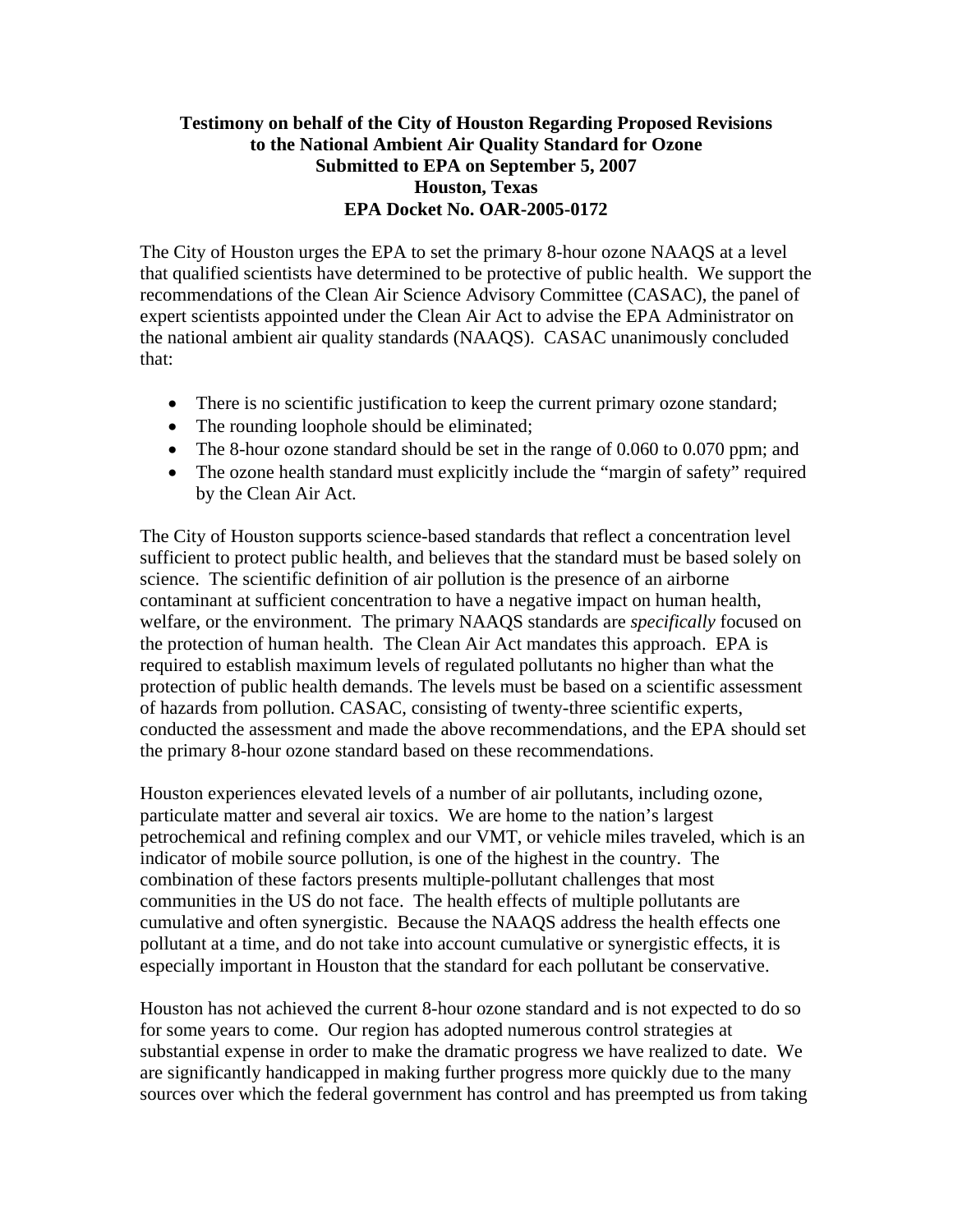**Testimony on behalf of the City of Houston Regarding Proposed Revisions to the National Ambient Air Quality Standard for Ozone**
**Submitted to EPA on September 5, 2007**
**Houston, Texas**
**EPA Docket No. OAR-2005-0172**

The City of Houston urges the EPA to set the primary 8-hour ozone NAAQS at a level that qualified scientists have determined to be protective of public health. We support the recommendations of the Clean Air Science Advisory Committee (CASAC), the panel of expert scientists appointed under the Clean Air Act to advise the EPA Administrator on the national ambient air quality standards (NAAQS). CASAC unanimously concluded that:

- There is no scientific justification to keep the current primary ozone standard;
- The rounding loophole should be eliminated;
- The 8-hour ozone standard should be set in the range of 0.060 to 0.070 ppm; and
- The ozone health standard must explicitly include the "margin of safety" required by the Clean Air Act.

The City of Houston supports science-based standards that reflect a concentration level sufficient to protect public health, and believes that the standard must be based solely on science. The scientific definition of air pollution is the presence of an airborne contaminant at sufficient concentration to have a negative impact on human health, welfare, or the environment. The primary NAAQS standards are *specifically* focused on the protection of human health. The Clean Air Act mandates this approach. EPA is required to establish maximum levels of regulated pollutants no higher than what the protection of public health demands. The levels must be based on a scientific assessment of hazards from pollution. CASAC, consisting of twenty-three scientific experts, conducted the assessment and made the above recommendations, and the EPA should set the primary 8-hour ozone standard based on these recommendations.

Houston experiences elevated levels of a number of air pollutants, including ozone, particulate matter and several air toxics. We are home to the nation's largest petrochemical and refining complex and our VMT, or vehicle miles traveled, which is an indicator of mobile source pollution, is one of the highest in the country. The combination of these factors presents multiple-pollutant challenges that most communities in the US do not face. The health effects of multiple pollutants are cumulative and often synergistic. Because the NAAQS address the health effects one pollutant at a time, and do not take into account cumulative or synergistic effects, it is especially important in Houston that the standard for each pollutant be conservative.

Houston has not achieved the current 8-hour ozone standard and is not expected to do so for some years to come. Our region has adopted numerous control strategies at substantial expense in order to make the dramatic progress we have realized to date. We are significantly handicapped in making further progress more quickly due to the many sources over which the federal government has control and has preempted us from taking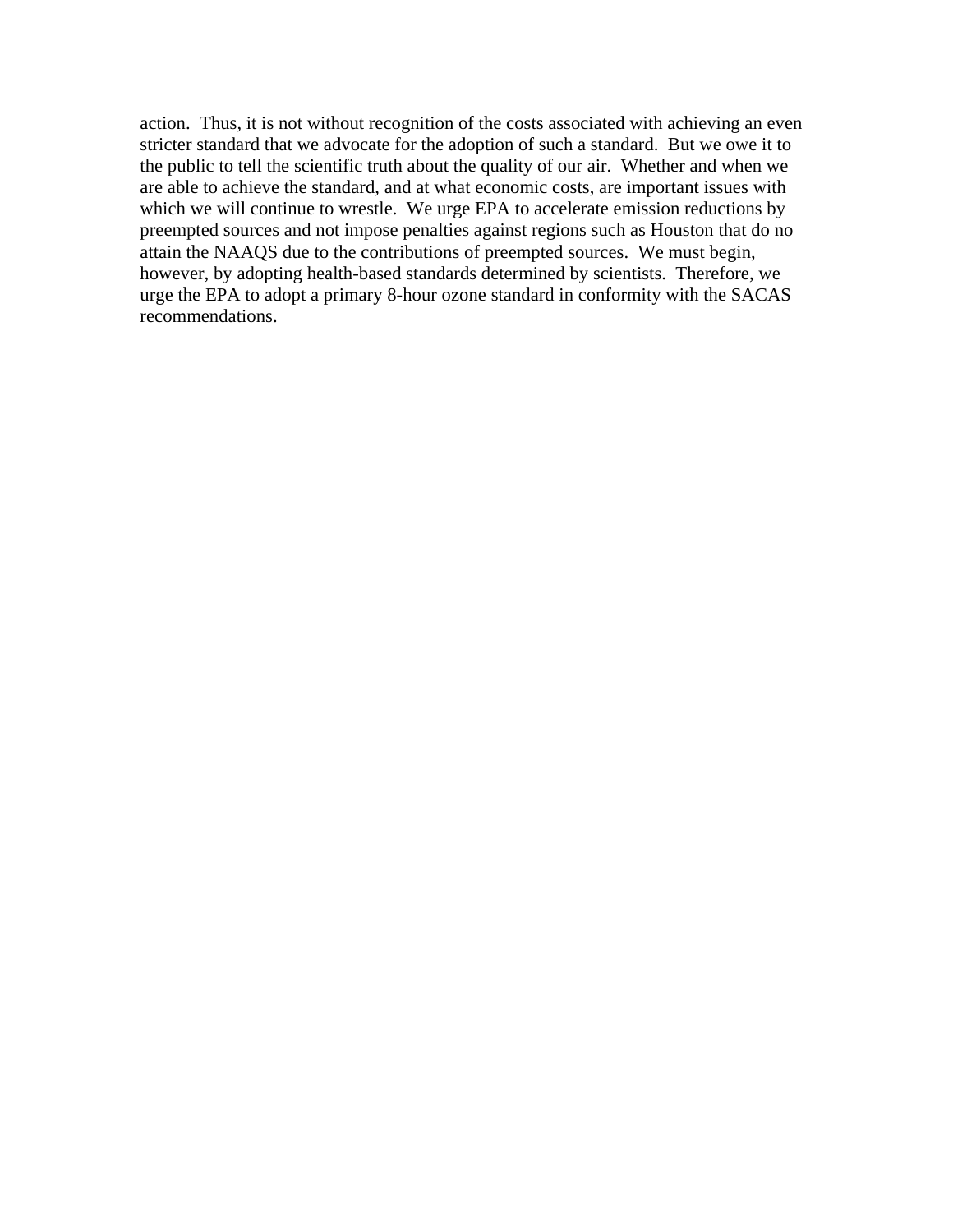action. Thus, it is not without recognition of the costs associated with achieving an even stricter standard that we advocate for the adoption of such a standard. But we owe it to the public to tell the scientific truth about the quality of our air. Whether and when we are able to achieve the standard, and at what economic costs, are important issues with which we will continue to wrestle. We urge EPA to accelerate emission reductions by preempted sources and not impose penalties against regions such as Houston that do no attain the NAAQS due to the contributions of preempted sources. We must begin, however, by adopting health-based standards determined by scientists. Therefore, we urge the EPA to adopt a primary 8-hour ozone standard in conformity with the SACAS recommendations.